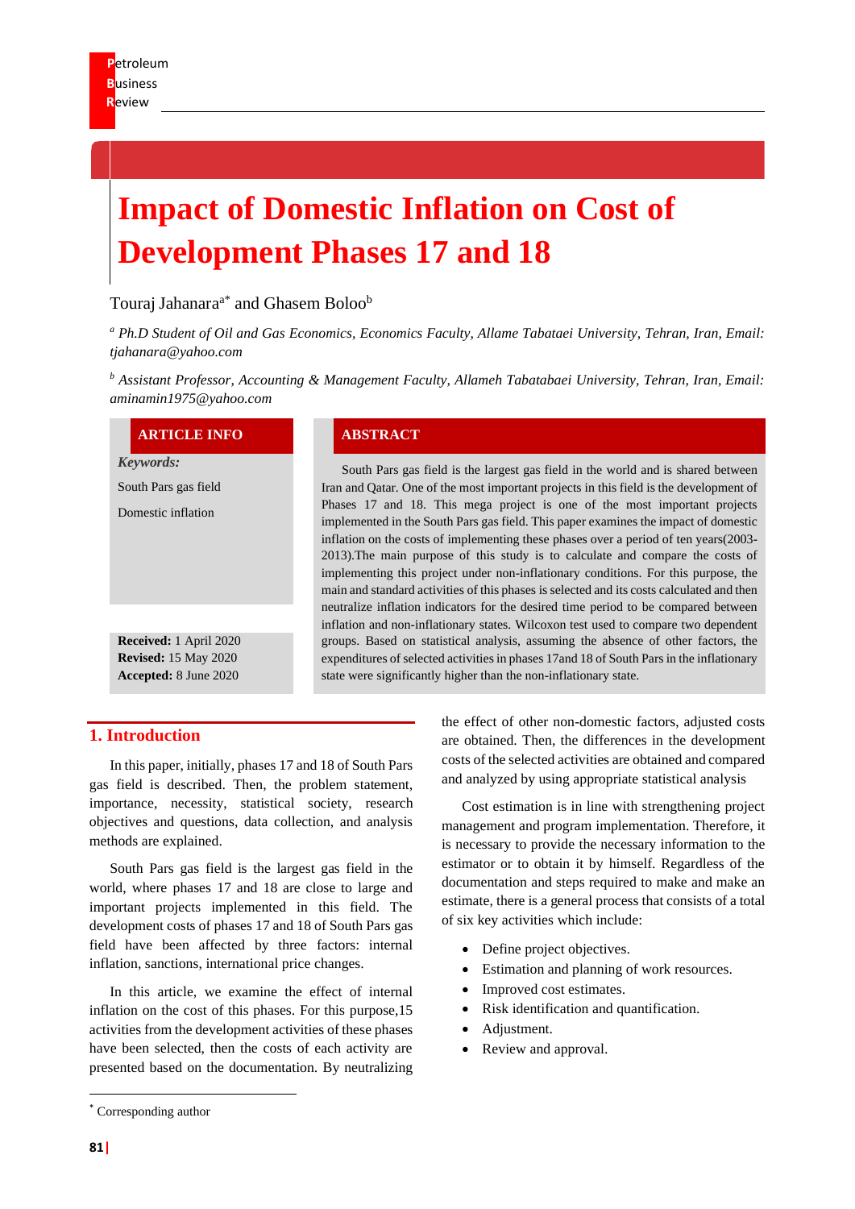# Impact of Domestic Inflation on Cost of Development Phases 17 and 18

Touraj Jahanara[a*] and Ghasem Boloo[b]

[a] *Ph.D Student of Oil and Gas Economics, Economics Faculty, Allame Tabataei University, Tehran, Iran, Email: tjahanara@yahoo.com*

[b] *Assistant Professor, Accounting & Management Faculty, Allameh Tabatabaei University, Tehran, Iran, Email: aminamin1975@yahoo.com*

## ARTICLE INFO

***Keywords:***

South Pars gas field

Domestic inflation

**Received:** 1 April 2020
**Revised:** 15 May 2020
**Accepted:** 8 June 2020

## ABSTRACT

South Pars gas field is the largest gas field in the world and is shared between Iran and Qatar. One of the most important projects in this field is the development of Phases 17 and 18. This mega project is one of the most important projects implemented in the South Pars gas field. This paper examines the impact of domestic inflation on the costs of implementing these phases over a period of ten years(2003-2013).The main purpose of this study is to calculate and compare the costs of implementing this project under non-inflationary conditions. For this purpose, the main and standard activities of this phases is selected and its costs calculated and then neutralize inflation indicators for the desired time period to be compared between inflation and non-inflationary states. Wilcoxon test used to compare two dependent groups. Based on statistical analysis, assuming the absence of other factors, the expenditures of selected activities in phases 17and 18 of South Pars in the inflationary state were significantly higher than the non-inflationary state.

## 1. Introduction

In this paper, initially, phases 17 and 18 of South Pars gas field is described. Then, the problem statement, importance, necessity, statistical society, research objectives and questions, data collection, and analysis methods are explained.

South Pars gas field is the largest gas field in the world, where phases 17 and 18 are close to large and important projects implemented in this field. The development costs of phases 17 and 18 of South Pars gas field have been affected by three factors: internal inflation, sanctions, international price changes.

In this article, we examine the effect of internal inflation on the cost of this phases. For this purpose,15 activities from the development activities of these phases have been selected, then the costs of each activity are presented based on the documentation. By neutralizing the effect of other non-domestic factors, adjusted costs are obtained. Then, the differences in the development costs of the selected activities are obtained and compared and analyzed by using appropriate statistical analysis

Cost estimation is in line with strengthening project management and program implementation. Therefore, it is necessary to provide the necessary information to the estimator or to obtain it by himself. Regardless of the documentation and steps required to make and make an estimate, there is a general process that consists of a total of six key activities which include:

- Define project objectives.
- Estimation and planning of work resources.
- Improved cost estimates.
- Risk identification and quantification.
- Adjustment.
- Review and approval.

[*] Corresponding author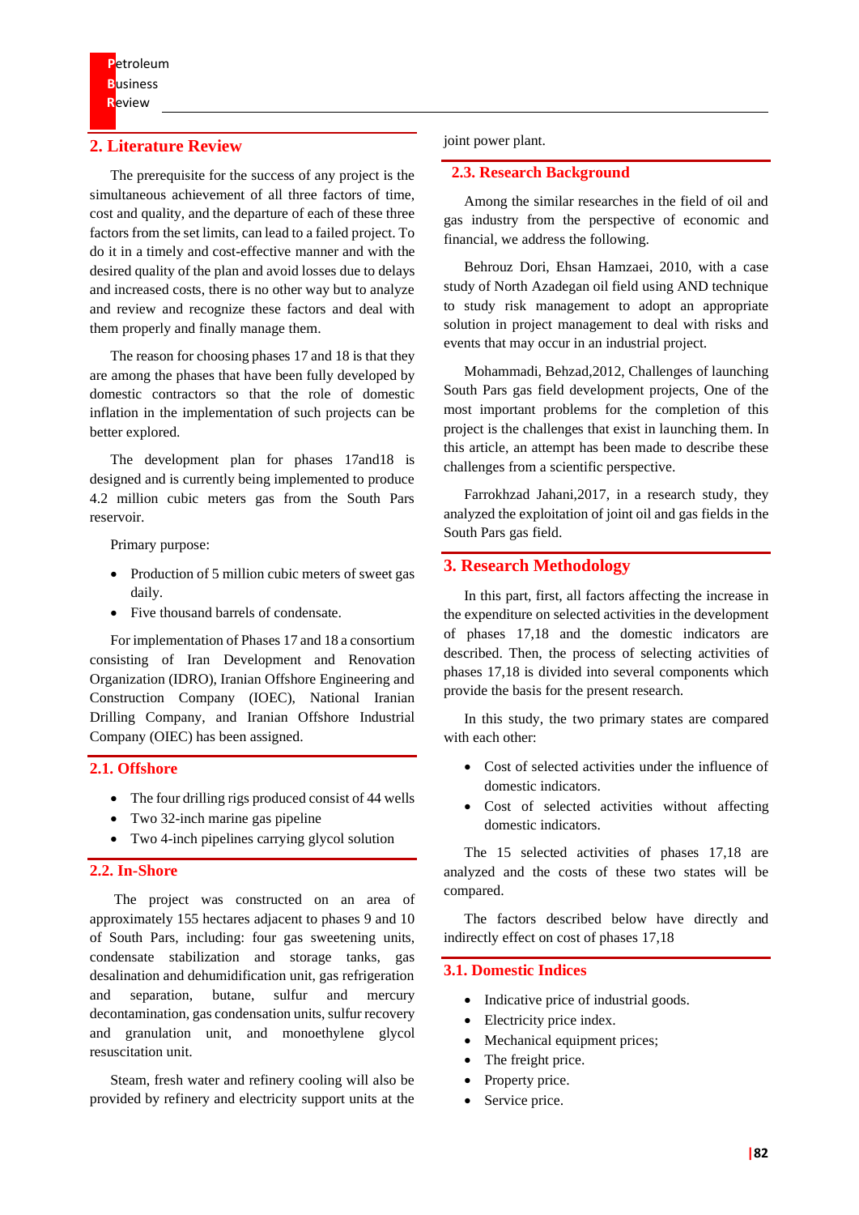## 2. Literature Review

The prerequisite for the success of any project is the simultaneous achievement of all three factors of time, cost and quality, and the departure of each of these three factors from the set limits, can lead to a failed project. To do it in a timely and cost-effective manner and with the desired quality of the plan and avoid losses due to delays and increased costs, there is no other way but to analyze and review and recognize these factors and deal with them properly and finally manage them.

The reason for choosing phases 17 and 18 is that they are among the phases that have been fully developed by domestic contractors so that the role of domestic inflation in the implementation of such projects can be better explored.

The development plan for phases 17and18 is designed and is currently being implemented to produce 4.2 million cubic meters gas from the South Pars reservoir.

Primary purpose:

- Production of 5 million cubic meters of sweet gas daily.
- Five thousand barrels of condensate.

For implementation of Phases 17 and 18 a consortium consisting of Iran Development and Renovation Organization (IDRO), Iranian Offshore Engineering and Construction Company (IOEC), National Iranian Drilling Company, and Iranian Offshore Industrial Company (OIEC) has been assigned.

### 2.1. Offshore

- The four drilling rigs produced consist of 44 wells
- Two 32-inch marine gas pipeline
- Two 4-inch pipelines carrying glycol solution

### 2.2. In-Shore

The project was constructed on an area of approximately 155 hectares adjacent to phases 9 and 10 of South Pars, including: four gas sweetening units, condensate stabilization and storage tanks, gas desalination and dehumidification unit, gas refrigeration and separation, butane, sulfur and mercury decontamination, gas condensation units, sulfur recovery and granulation unit, and monoethylene glycol resuscitation unit.

Steam, fresh water and refinery cooling will also be provided by refinery and electricity support units at the joint power plant.

### 2.3. Research Background

Among the similar researches in the field of oil and gas industry from the perspective of economic and financial, we address the following.

Behrouz Dori, Ehsan Hamzaei, 2010, with a case study of North Azadegan oil field using AND technique to study risk management to adopt an appropriate solution in project management to deal with risks and events that may occur in an industrial project.

Mohammadi, Behzad,2012, Challenges of launching South Pars gas field development projects, One of the most important problems for the completion of this project is the challenges that exist in launching them. In this article, an attempt has been made to describe these challenges from a scientific perspective.

Farrokhzad Jahani,2017, in a research study, they analyzed the exploitation of joint oil and gas fields in the South Pars gas field.

## 3. Research Methodology

In this part, first, all factors affecting the increase in the expenditure on selected activities in the development of phases 17,18 and the domestic indicators are described. Then, the process of selecting activities of phases 17,18 is divided into several components which provide the basis for the present research.

In this study, the two primary states are compared with each other:

- Cost of selected activities under the influence of domestic indicators.
- Cost of selected activities without affecting domestic indicators.

The 15 selected activities of phases 17,18 are analyzed and the costs of these two states will be compared.

The factors described below have directly and indirectly effect on cost of phases 17,18

### 3.1. Domestic Indices

- Indicative price of industrial goods.
- Electricity price index.
- Mechanical equipment prices;
- The freight price.
- Property price.
- Service price.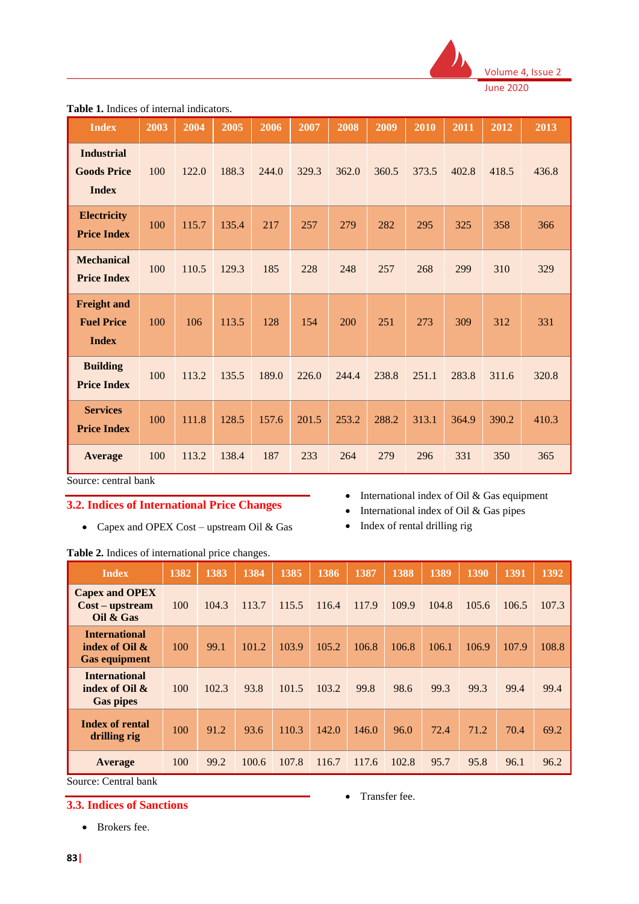**Table 1.** Indices of internal indicators.

| Index | 2003 | 2004 | 2005 | 2006 | 2007 | 2008 | 2009 | 2010 | 2011 | 2012 | 2013 |
|---|---|---|---|---|---|---|---|---|---|---|---|
| Industrial Goods Price Index | 100 | 122.0 | 188.3 | 244.0 | 329.3 | 362.0 | 360.5 | 373.5 | 402.8 | 418.5 | 436.8 |
| Electricity Price Index | 100 | 115.7 | 135.4 | 217 | 257 | 279 | 282 | 295 | 325 | 358 | 366 |
| Mechanical Price Index | 100 | 110.5 | 129.3 | 185 | 228 | 248 | 257 | 268 | 299 | 310 | 329 |
| Freight and Fuel Price Index | 100 | 106 | 113.5 | 128 | 154 | 200 | 251 | 273 | 309 | 312 | 331 |
| Building Price Index | 100 | 113.2 | 135.5 | 189.0 | 226.0 | 244.4 | 238.8 | 251.1 | 283.8 | 311.6 | 320.8 |
| Services Price Index | 100 | 111.8 | 128.5 | 157.6 | 201.5 | 253.2 | 288.2 | 313.1 | 364.9 | 390.2 | 410.3 |
| Average | 100 | 113.2 | 138.4 | 187 | 233 | 264 | 279 | 296 | 331 | 350 | 365 |

Source: central bank

## 3.2. Indices of International Price Changes

- Capex and OPEX Cost – upstream Oil & Gas
- International index of Oil & Gas equipment
- International index of Oil & Gas pipes
- Index of rental drilling rig

**Table 2.** Indices of international price changes.

| Index | 1382 | 1383 | 1384 | 1385 | 1386 | 1387 | 1388 | 1389 | 1390 | 1391 | 1392 |
|---|---|---|---|---|---|---|---|---|---|---|---|
| Capex and OPEX Cost – upstream Oil & Gas | 100 | 104.3 | 113.7 | 115.5 | 116.4 | 117.9 | 109.9 | 104.8 | 105.6 | 106.5 | 107.3 |
| International index of Oil & Gas equipment | 100 | 99.1 | 101.2 | 103.9 | 105.2 | 106.8 | 106.8 | 106.1 | 106.9 | 107.9 | 108.8 |
| International index of Oil & Gas pipes | 100 | 102.3 | 93.8 | 101.5 | 103.2 | 99.8 | 98.6 | 99.3 | 99.3 | 99.4 | 99.4 |
| Index of rental drilling rig | 100 | 91.2 | 93.6 | 110.3 | 142.0 | 146.0 | 96.0 | 72.4 | 71.2 | 70.4 | 69.2 |
| Average | 100 | 99.2 | 100.6 | 107.8 | 116.7 | 117.6 | 102.8 | 95.7 | 95.8 | 96.1 | 96.2 |

Source: Central bank

## 3.3. Indices of Sanctions

- Brokers fee.
- Transfer fee.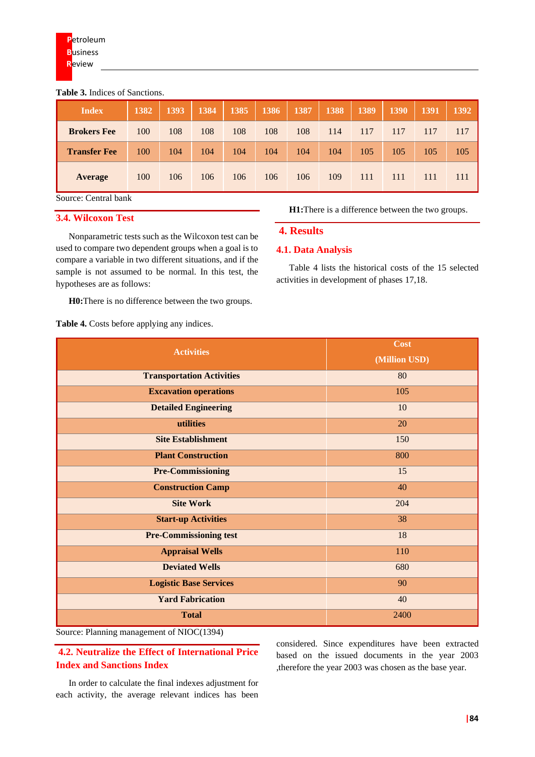**Table 3.** Indices of Sanctions.

| Index | 1382 | 1393 | 1384 | 1385 | 1386 | 1387 | 1388 | 1389 | 1390 | 1391 | 1392 |
|---|---|---|---|---|---|---|---|---|---|---|---|
| **Brokers Fee** | 100 | 108 | 108 | 108 | 108 | 108 | 114 | 117 | 117 | 117 | 117 |
| **Transfer Fee** | 100 | 104 | 104 | 104 | 104 | 104 | 104 | 105 | 105 | 105 | 105 |
| **Average** | 100 | 106 | 106 | 106 | 106 | 106 | 109 | 111 | 111 | 111 | 111 |

Source: Central bank

## 3.4. Wilcoxon Test

Nonparametric tests such as the Wilcoxon test can be used to compare two dependent groups when a goal is to compare a variable in two different situations, and if the sample is not assumed to be normal. In this test, the hypotheses are as follows:

**H0:**There is no difference between the two groups.

**H1:**There is a difference between the two groups.

# 4. Results

## 4.1. Data Analysis

Table 4 lists the historical costs of the 15 selected activities in development of phases 17,18.

**Table 4.** Costs before applying any indices.

| Activities | Cost (Million USD) |
|---|---|
| **Transportation Activities** | 80 |
| **Excavation operations** | 105 |
| **Detailed Engineering** | 10 |
| **utilities** | 20 |
| **Site Establishment** | 150 |
| **Plant Construction** | 800 |
| **Pre-Commissioning** | 15 |
| **Construction Camp** | 40 |
| **Site Work** | 204 |
| **Start-up Activities** | 38 |
| **Pre-Commissioning test** | 18 |
| **Appraisal Wells** | 110 |
| **Deviated Wells** | 680 |
| **Logistic Base Services** | 90 |
| **Yard Fabrication** | 40 |
| **Total** | 2400 |

Source: Planning management of NIOC(1394)

## 4.2. Neutralize the Effect of International Price Index and Sanctions Index

In order to calculate the final indexes adjustment for each activity, the average relevant indices has been considered. Since expenditures have been extracted based on the issued documents in the year 2003 ,therefore the year 2003 was chosen as the base year.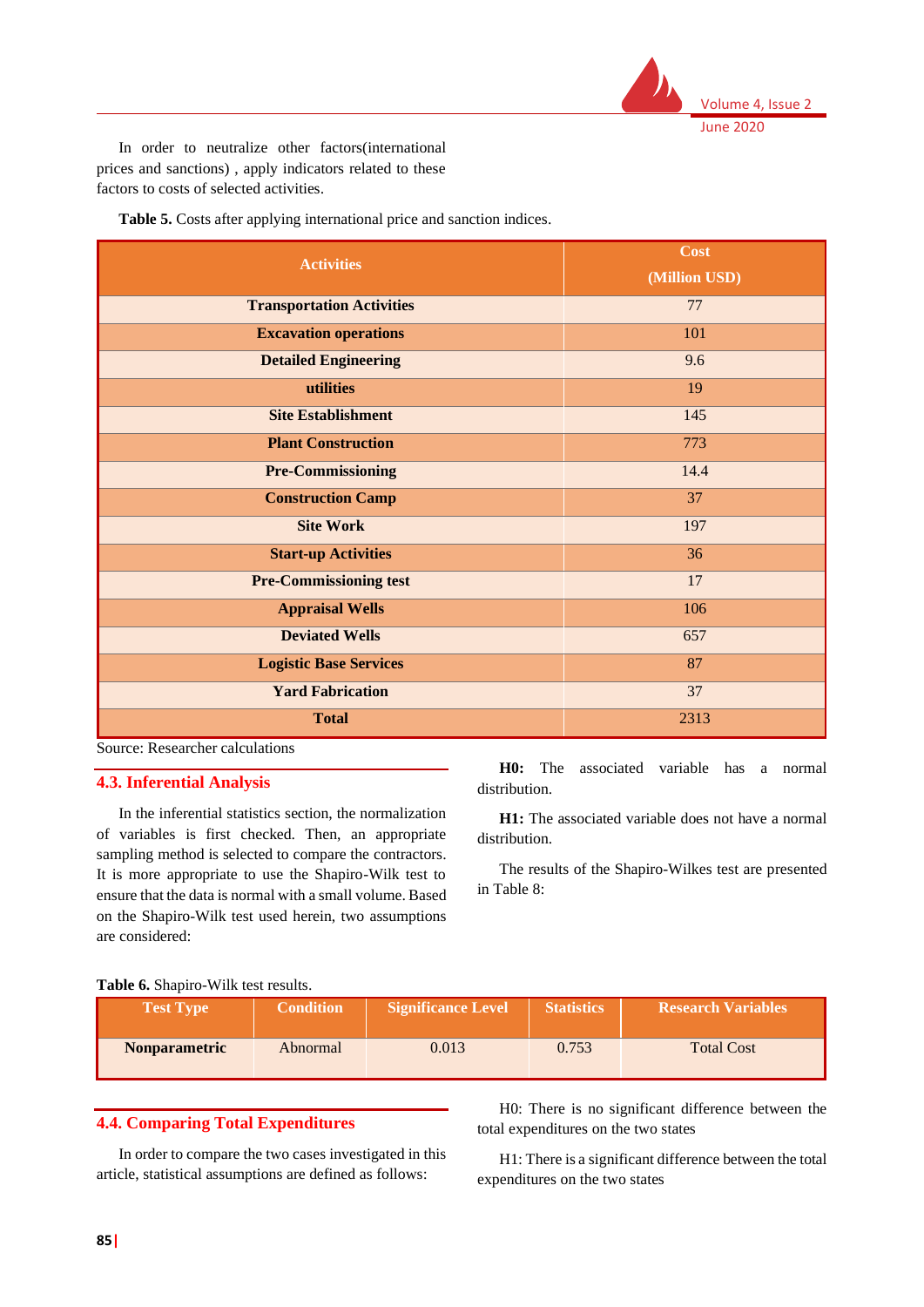In order to neutralize other factors(international prices and sanctions) , apply indicators related to these factors to costs of selected activities.

**Table 5.** Costs after applying international price and sanction indices.

| Activities | Cost (Million USD) |
|---|---|
| **Transportation Activities** | 77 |
| **Excavation operations** | 101 |
| **Detailed Engineering** | 9.6 |
| **utilities** | 19 |
| **Site Establishment** | 145 |
| **Plant Construction** | 773 |
| **Pre-Commissioning** | 14.4 |
| **Construction Camp** | 37 |
| **Site Work** | 197 |
| **Start-up Activities** | 36 |
| **Pre-Commissioning test** | 17 |
| **Appraisal Wells** | 106 |
| **Deviated Wells** | 657 |
| **Logistic Base Services** | 87 |
| **Yard Fabrication** | 37 |
| **Total** | 2313 |

Source: Researcher calculations

## 4.3. Inferential Analysis

In the inferential statistics section, the normalization of variables is first checked. Then, an appropriate sampling method is selected to compare the contractors. It is more appropriate to use the Shapiro-Wilk test to ensure that the data is normal with a small volume. Based on the Shapiro-Wilk test used herein, two assumptions are considered:

**H0:** The associated variable has a normal distribution.

**H1:** The associated variable does not have a normal distribution.

The results of the Shapiro-Wilkes test are presented in Table 8:

**Table 6.** Shapiro-Wilk test results.

| Test Type | Condition | Significance Level | Statistics | Research Variables |
|---|---|---|---|---|
| **Nonparametric** | Abnormal | 0.013 | 0.753 | Total Cost |

## 4.4. Comparing Total Expenditures

In order to compare the two cases investigated in this article, statistical assumptions are defined as follows:

H0: There is no significant difference between the total expenditures on the two states

H1: There is a significant difference between the total expenditures on the two states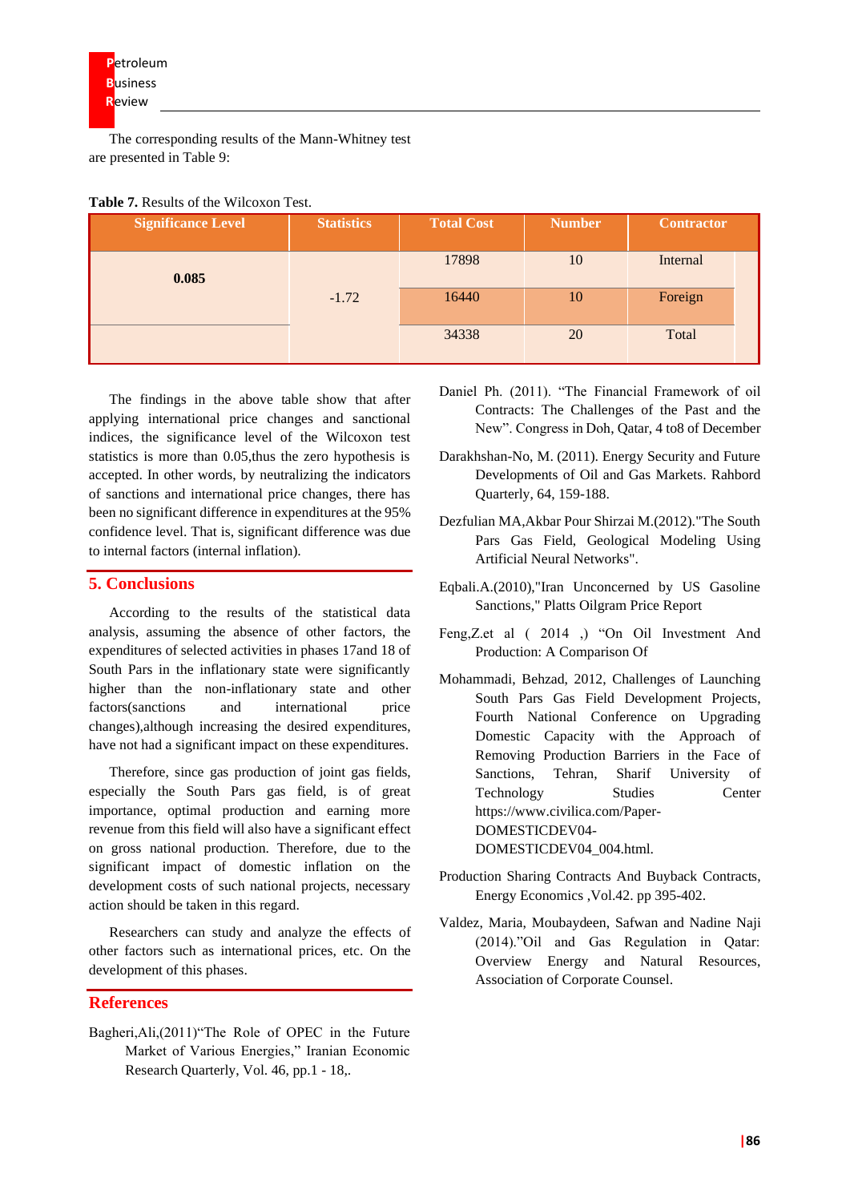The corresponding results of the Mann-Whitney test are presented in Table 9:

**Table 7.** Results of the Wilcoxon Test.

| Significance Level | Statistics | Total Cost | Number | Contractor |
|---|---|---|---|---|
| **0.085** | -1.72 | 17898 | 10 | Internal |
| | | 16440 | 10 | Foreign |
| | | 34338 | 20 | Total |

The findings in the above table show that after applying international price changes and sanctional indices, the significance level of the Wilcoxon test statistics is more than 0.05,thus the zero hypothesis is accepted. In other words, by neutralizing the indicators of sanctions and international price changes, there has been no significant difference in expenditures at the 95% confidence level. That is, significant difference was due to internal factors (internal inflation).

## 5. Conclusions

According to the results of the statistical data analysis, assuming the absence of other factors, the expenditures of selected activities in phases 17and 18 of South Pars in the inflationary state were significantly higher than the non-inflationary state and other factors(sanctions and international price changes),although increasing the desired expenditures, have not had a significant impact on these expenditures.

Therefore, since gas production of joint gas fields, especially the South Pars gas field, is of great importance, optimal production and earning more revenue from this field will also have a significant effect on gross national production. Therefore, due to the significant impact of domestic inflation on the development costs of such national projects, necessary action should be taken in this regard.

Researchers can study and analyze the effects of other factors such as international prices, etc. On the development of this phases.

## References

Bagheri,Ali,(2011)"The Role of OPEC in the Future Market of Various Energies," Iranian Economic Research Quarterly, Vol. 46, pp.1 - 18,.

Daniel Ph. (2011). "The Financial Framework of oil Contracts: The Challenges of the Past and the New". Congress in Doh, Qatar, 4 to8 of December

Darakhshan-No, M. (2011). Energy Security and Future Developments of Oil and Gas Markets. Rahbord Quarterly, 64, 159-188.

Dezfulian MA,Akbar Pour Shirzai M.(2012)."The South Pars Gas Field, Geological Modeling Using Artificial Neural Networks".

Eqbali.A.(2010),"Iran Unconcerned by US Gasoline Sanctions," Platts Oilgram Price Report

Feng,Z.et al ( 2014 ,) "On Oil Investment And Production: A Comparison Of

Mohammadi, Behzad, 2012, Challenges of Launching South Pars Gas Field Development Projects, Fourth National Conference on Upgrading Domestic Capacity with the Approach of Removing Production Barriers in the Face of Sanctions, Tehran, Sharif University of Technology Studies Center https://www.civilica.com/Paper-DOMESTICDEV04-DOMESTICDEV04_004.html.

Production Sharing Contracts And Buyback Contracts, Energy Economics ,Vol.42. pp 395-402.

Valdez, Maria, Moubaydeen, Safwan and Nadine Naji (2014)."Oil and Gas Regulation in Qatar: Overview Energy and Natural Resources, Association of Corporate Counsel.